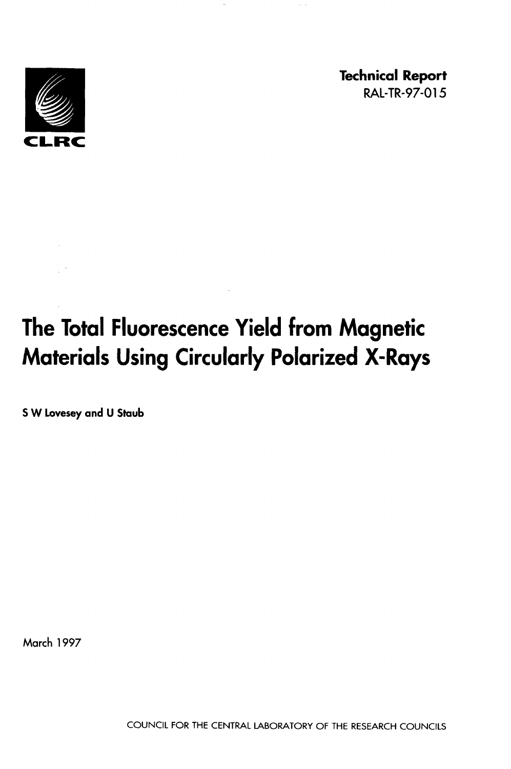CLRC

**Technical Report**
RAL-TR-97-015

# The Total Fluorescence Yield from Magnetic Materials Using Circularly Polarized X-Rays

**S W Lovesey and U Staub**

March 1997

COUNCIL FOR THE CENTRAL LABORATORY OF THE RESEARCH COUNCILS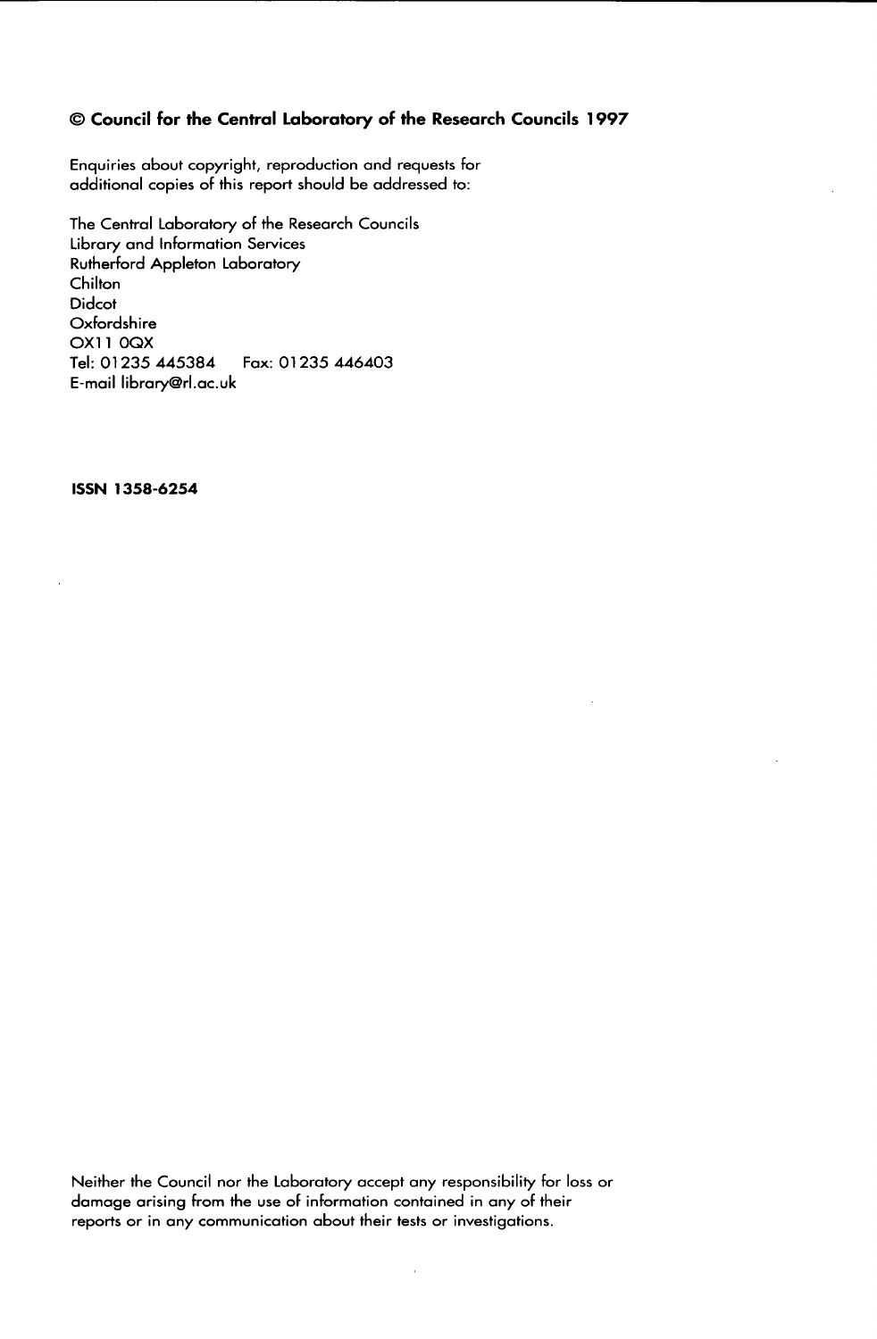**© Council for the Central Laboratory of the Research Councils 1997**

Enquiries about copyright, reproduction and requests for additional copies of this report should be addressed to:

The Central Laboratory of the Research Councils
Library and Information Services
Rutherford Appleton Laboratory
Chilton
Didcot
Oxfordshire
OX11 0QX
Tel: 01235 445384 Fax: 01235 446403
E-mail library@rl.ac.uk

**ISSN 1358-6254**

Neither the Council nor the Laboratory accept any responsibility for loss or damage arising from the use of information contained in any of their reports or in any communication about their tests or investigations.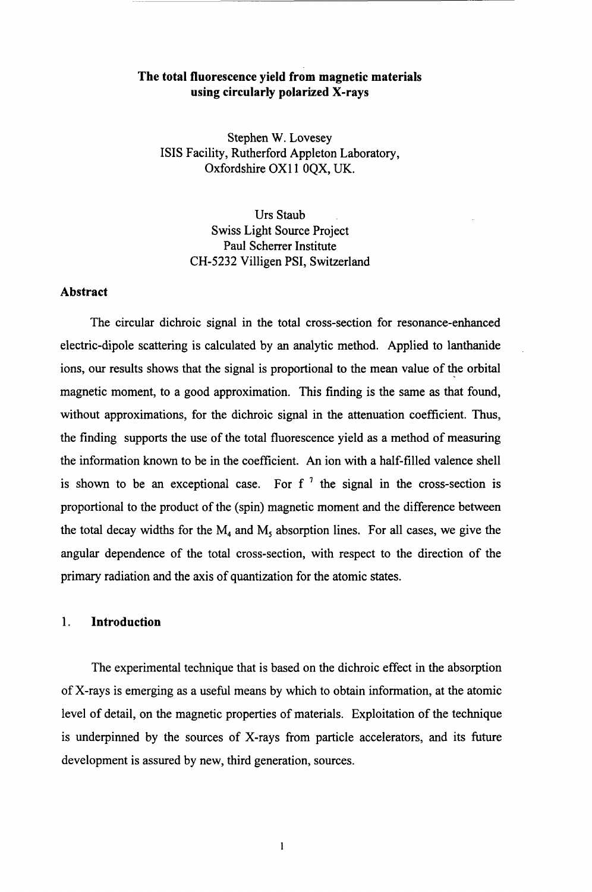# The total fluorescence yield from magnetic materials using circularly polarized X-rays

Stephen W. Lovesey
ISIS Facility, Rutherford Appleton Laboratory,
Oxfordshire OX11 0QX, UK.

Urs Staub
Swiss Light Source Project
Paul Scherrer Institute
CH-5232 Villigen PSI, Switzerland

## Abstract

The circular dichroic signal in the total cross-section for resonance-enhanced electric-dipole scattering is calculated by an analytic method. Applied to lanthanide ions, our results shows that the signal is proportional to the mean value of the orbital magnetic moment, to a good approximation. This finding is the same as that found, without approximations, for the dichroic signal in the attenuation coefficient. Thus, the finding supports the use of the total fluorescence yield as a method of measuring the information known to be in the coefficient. An ion with a half-filled valence shell is shown to be an exceptional case. For $f^7$ the signal in the cross-section is proportional to the product of the (spin) magnetic moment and the difference between the total decay widths for the $M_4$ and $M_5$ absorption lines. For all cases, we give the angular dependence of the total cross-section, with respect to the direction of the primary radiation and the axis of quantization for the atomic states.

## 1. Introduction

The experimental technique that is based on the dichroic effect in the absorption of X-rays is emerging as a useful means by which to obtain information, at the atomic level of detail, on the magnetic properties of materials. Exploitation of the technique is underpinned by the sources of X-rays from particle accelerators, and its future development is assured by new, third generation, sources.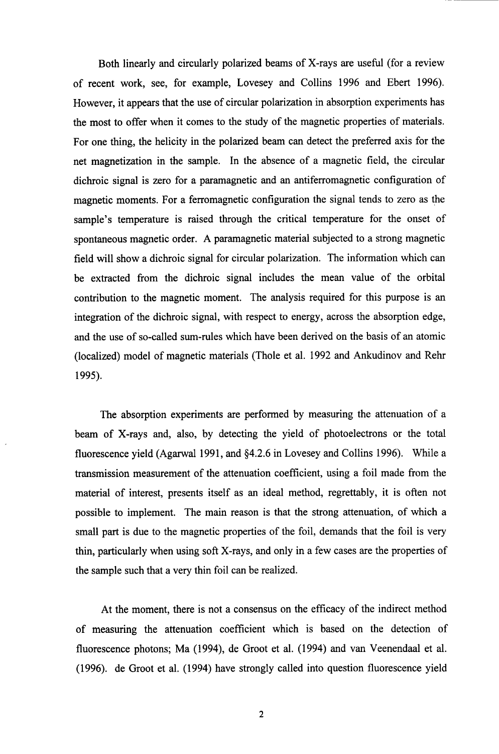Both linearly and circularly polarized beams of X-rays are useful (for a review of recent work, see, for example, Lovesey and Collins 1996 and Ebert 1996). However, it appears that the use of circular polarization in absorption experiments has the most to offer when it comes to the study of the magnetic properties of materials. For one thing, the helicity in the polarized beam can detect the preferred axis for the net magnetization in the sample. In the absence of a magnetic field, the circular dichroic signal is zero for a paramagnetic and an antiferromagnetic configuration of magnetic moments. For a ferromagnetic configuration the signal tends to zero as the sample's temperature is raised through the critical temperature for the onset of spontaneous magnetic order. A paramagnetic material subjected to a strong magnetic field will show a dichroic signal for circular polarization. The information which can be extracted from the dichroic signal includes the mean value of the orbital contribution to the magnetic moment. The analysis required for this purpose is an integration of the dichroic signal, with respect to energy, across the absorption edge, and the use of so-called sum-rules which have been derived on the basis of an atomic (localized) model of magnetic materials (Thole et al. 1992 and Ankudinov and Rehr 1995).

The absorption experiments are performed by measuring the attenuation of a beam of X-rays and, also, by detecting the yield of photoelectrons or the total fluorescence yield (Agarwal 1991, and §4.2.6 in Lovesey and Collins 1996). While a transmission measurement of the attenuation coefficient, using a foil made from the material of interest, presents itself as an ideal method, regrettably, it is often not possible to implement. The main reason is that the strong attenuation, of which a small part is due to the magnetic properties of the foil, demands that the foil is very thin, particularly when using soft X-rays, and only in a few cases are the properties of the sample such that a very thin foil can be realized.

At the moment, there is not a consensus on the efficacy of the indirect method of measuring the attenuation coefficient which is based on the detection of fluorescence photons; Ma (1994), de Groot et al. (1994) and van Veenendaal et al. (1996). de Groot et al. (1994) have strongly called into question fluorescence yield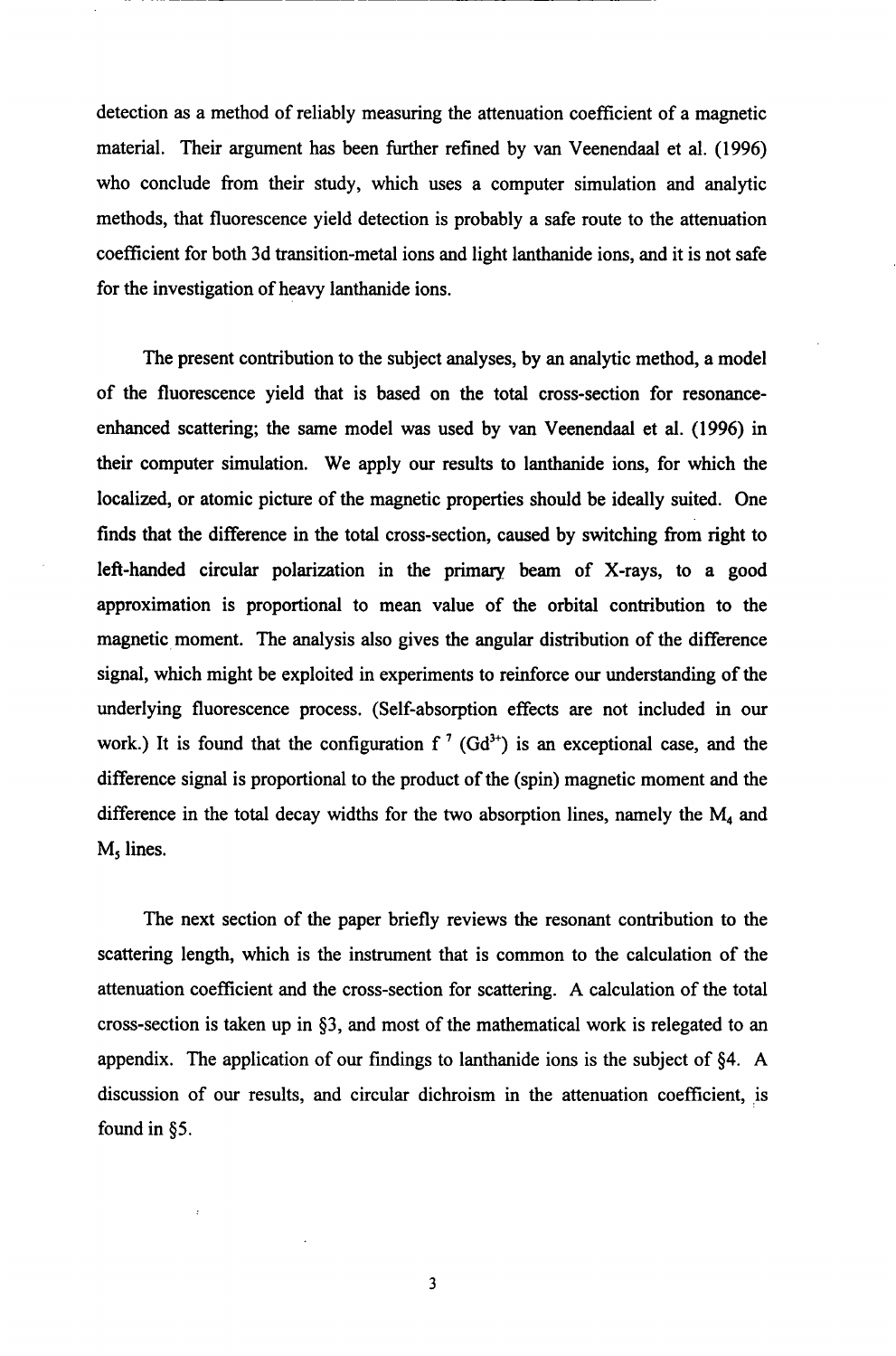detection as a method of reliably measuring the attenuation coefficient of a magnetic material. Their argument has been further refined by van Veenendaal et al. (1996) who conclude from their study, which uses a computer simulation and analytic methods, that fluorescence yield detection is probably a safe route to the attenuation coefficient for both 3d transition-metal ions and light lanthanide ions, and it is not safe for the investigation of heavy lanthanide ions.

The present contribution to the subject analyses, by an analytic method, a model of the fluorescence yield that is based on the total cross-section for resonance-enhanced scattering; the same model was used by van Veenendaal et al. (1996) in their computer simulation. We apply our results to lanthanide ions, for which the localized, or atomic picture of the magnetic properties should be ideally suited. One finds that the difference in the total cross-section, caused by switching from right to left-handed circular polarization in the primary beam of X-rays, to a good approximation is proportional to mean value of the orbital contribution to the magnetic moment. The analysis also gives the angular distribution of the difference signal, which might be exploited in experiments to reinforce our understanding of the underlying fluorescence process. (Self-absorption effects are not included in our work.) It is found that the configuration $f^7$ ($Gd^{3+}$) is an exceptional case, and the difference signal is proportional to the product of the (spin) magnetic moment and the difference in the total decay widths for the two absorption lines, namely the $M_4$ and $M_5$ lines.

The next section of the paper briefly reviews the resonant contribution to the scattering length, which is the instrument that is common to the calculation of the attenuation coefficient and the cross-section for scattering. A calculation of the total cross-section is taken up in §3, and most of the mathematical work is relegated to an appendix. The application of our findings to lanthanide ions is the subject of §4. A discussion of our results, and circular dichroism in the attenuation coefficient, is found in §5.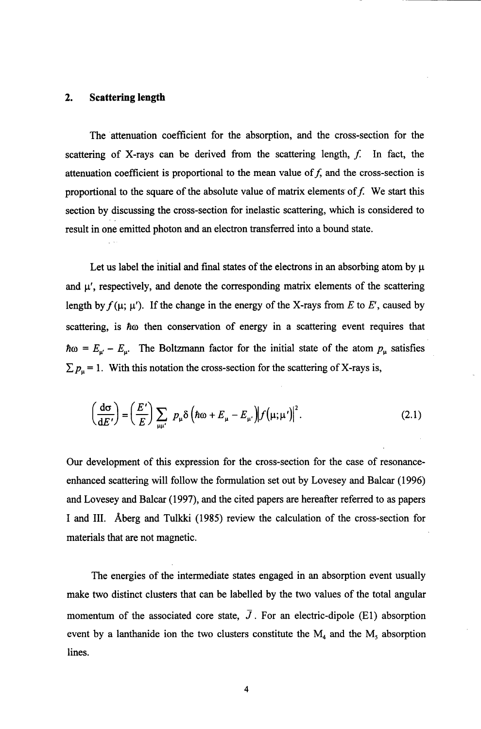## 2. Scattering length

The attenuation coefficient for the absorption, and the cross-section for the scattering of X-rays can be derived from the scattering length, $f$. In fact, the attenuation coefficient is proportional to the mean value of $f$, and the cross-section is proportional to the square of the absolute value of matrix elements of $f$. We start this section by discussing the cross-section for inelastic scattering, which is considered to result in one emitted photon and an electron transferred into a bound state.

Let us label the initial and final states of the electrons in an absorbing atom by $\mu$ and $\mu'$, respectively, and denote the corresponding matrix elements of the scattering length by $f(\mu;\mu')$. If the change in the energy of the X-rays from $E$ to $E'$, caused by scattering, is $\hbar\omega$ then conservation of energy in a scattering event requires that $\hbar\omega = E_{\mu'} - E_{\mu}$. The Boltzmann factor for the initial state of the atom $p_{\mu}$ satisfies $\sum p_{\mu} = 1$. With this notation the cross-section for the scattering of X-rays is,

$$\left(\frac{d\sigma}{dE'}\right) = \left(\frac{E'}{E}\right) \sum_{\mu\mu'} p_{\mu} \delta\left(\hbar\omega + E_{\mu} - E_{\mu'}\right) \left|f(\mu;\mu')\right|^2 . \tag{2.1}$$

Our development of this expression for the cross-section for the case of resonance-enhanced scattering will follow the formulation set out by Lovesey and Balcar (1996) and Lovesey and Balcar (1997), and the cited papers are hereafter referred to as papers I and III. Åberg and Tulkki (1985) review the calculation of the cross-section for materials that are not magnetic.

The energies of the intermediate states engaged in an absorption event usually make two distinct clusters that can be labelled by the two values of the total angular momentum of the associated core state, $\bar{J}$. For an electric-dipole (E1) absorption event by a lanthanide ion the two clusters constitute the $M_4$ and the $M_5$ absorption lines.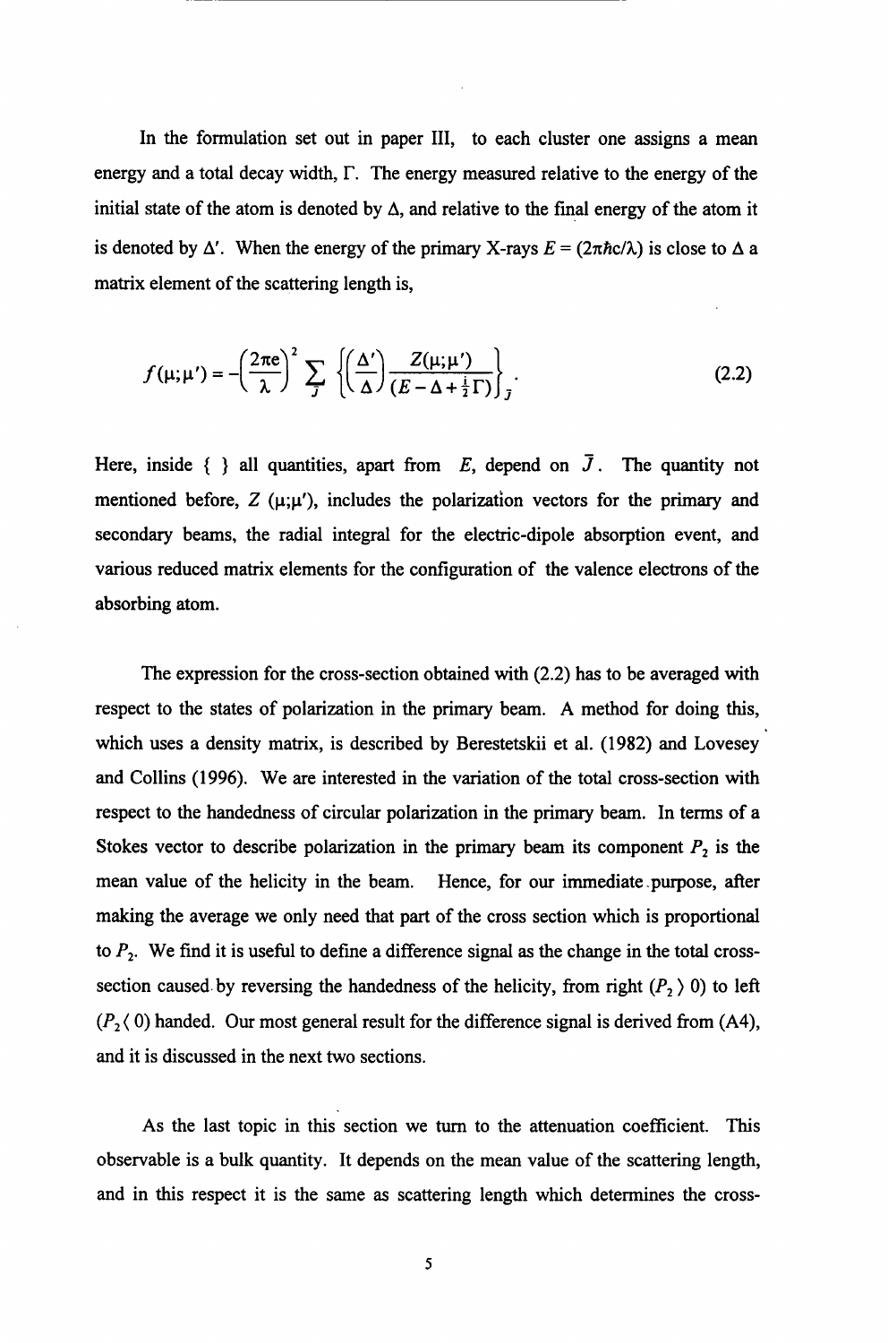In the formulation set out in paper III, to each cluster one assigns a mean energy and a total decay width, $\Gamma$. The energy measured relative to the energy of the initial state of the atom is denoted by $\Delta$, and relative to the final energy of the atom it is denoted by $\Delta'$. When the energy of the primary X-rays $E = (2\pi\hbar c/\lambda)$ is close to $\Delta$ a matrix element of the scattering length is,

$$f(\mu;\mu') = -\left(\frac{2\pi e}{\lambda}\right)^2 \sum_{\bar{J}} \left\{ \left(\frac{\Delta'}{\Delta}\right) \frac{Z(\mu;\mu')}{(E - \Delta + \frac{1}{2}i\Gamma)} \right\}_{\bar{J}}. \tag{2.2}$$

Here, inside { } all quantities, apart from $E$, depend on $\bar{J}$. The quantity not mentioned before, $Z$ ($\mu;\mu'$), includes the polarization vectors for the primary and secondary beams, the radial integral for the electric-dipole absorption event, and various reduced matrix elements for the configuration of the valence electrons of the absorbing atom.

The expression for the cross-section obtained with (2.2) has to be averaged with respect to the states of polarization in the primary beam. A method for doing this, which uses a density matrix, is described by Berestetskii et al. (1982) and Lovesey and Collins (1996). We are interested in the variation of the total cross-section with respect to the handedness of circular polarization in the primary beam. In terms of a Stokes vector to describe polarization in the primary beam its component $P_2$ is the mean value of the helicity in the beam. Hence, for our immediate purpose, after making the average we only need that part of the cross section which is proportional to $P_2$. We find it is useful to define a difference signal as the change in the total cross-section caused by reversing the handedness of the helicity, from right ($P_2 > 0$) to left ($P_2 < 0$) handed. Our most general result for the difference signal is derived from (A4), and it is discussed in the next two sections.

As the last topic in this section we turn to the attenuation coefficient. This observable is a bulk quantity. It depends on the mean value of the scattering length, and in this respect it is the same as scattering length which determines the cross-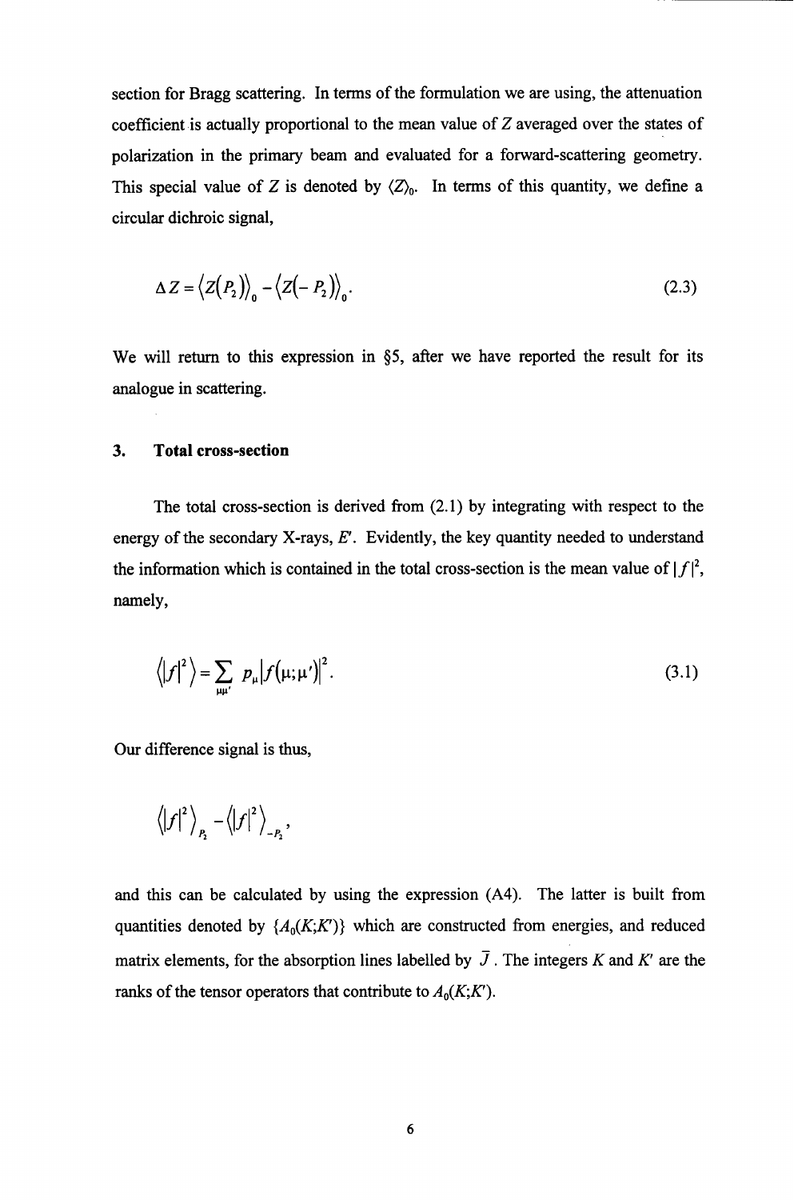section for Bragg scattering. In terms of the formulation we are using, the attenuation coefficient is actually proportional to the mean value of $Z$ averaged over the states of polarization in the primary beam and evaluated for a forward-scattering geometry. This special value of $Z$ is denoted by $\langle Z \rangle_0$. In terms of this quantity, we define a circular dichroic signal,

$$\Delta Z = \langle Z(P_2) \rangle_0 - \langle Z(-P_2) \rangle_0 . \tag{2.3}$$

We will return to this expression in §5, after we have reported the result for its analogue in scattering.

## 3. Total cross-section

The total cross-section is derived from (2.1) by integrating with respect to the energy of the secondary X-rays, $E'$. Evidently, the key quantity needed to understand the information which is contained in the total cross-section is the mean value of $|f|^2$, namely,

$$\langle |f|^2 \rangle = \sum_{\mu\mu'} p_\mu |f(\mu;\mu')|^2 . \tag{3.1}$$

Our difference signal is thus,

$$\langle |f|^2 \rangle_{P_2} - \langle |f|^2 \rangle_{-P_2} ,$$

and this can be calculated by using the expression (A4). The latter is built from quantities denoted by $\{A_0(K;K')\}$ which are constructed from energies, and reduced matrix elements, for the absorption lines labelled by $\bar{J}$. The integers $K$ and $K'$ are the ranks of the tensor operators that contribute to $A_0(K;K')$.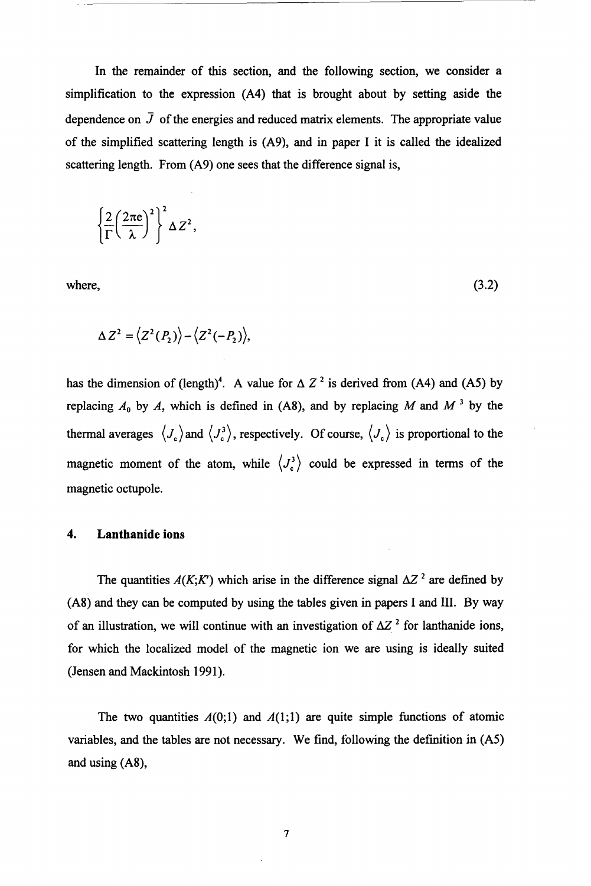In the remainder of this section, and the following section, we consider a simplification to the expression (A4) that is brought about by setting aside the dependence on $\bar{J}$ of the energies and reduced matrix elements. The appropriate value of the simplified scattering length is (A9), and in paper I it is called the idealized scattering length. From (A9) one sees that the difference signal is,

$$\left\{\frac{2}{\Gamma}\left(\frac{2\pi e}{\lambda}\right)^2\right\}^2 \Delta Z^2,$$

where, (3.2)

$$\Delta Z^2 = \langle Z^2(P_2)\rangle - \langle Z^2(-P_2)\rangle,$$

has the dimension of (length)$^4$. A value for $\Delta Z^2$ is derived from (A4) and (A5) by replacing $A_0$ by $A$, which is defined in (A8), and by replacing $M$ and $M^3$ by the thermal averages $\langle J_c \rangle$ and $\langle J_c^3 \rangle$, respectively. Of course, $\langle J_c \rangle$ is proportional to the magnetic moment of the atom, while $\langle J_c^3 \rangle$ could be expressed in terms of the magnetic octupole.

## 4. Lanthanide ions

The quantities $A(K;K')$ which arise in the difference signal $\Delta Z^2$ are defined by (A8) and they can be computed by using the tables given in papers I and III. By way of an illustration, we will continue with an investigation of $\Delta Z^2$ for lanthanide ions, for which the localized model of the magnetic ion we are using is ideally suited (Jensen and Mackintosh 1991).

The two quantities $A(0;1)$ and $A(1;1)$ are quite simple functions of atomic variables, and the tables are not necessary. We find, following the definition in (A5) and using (A8),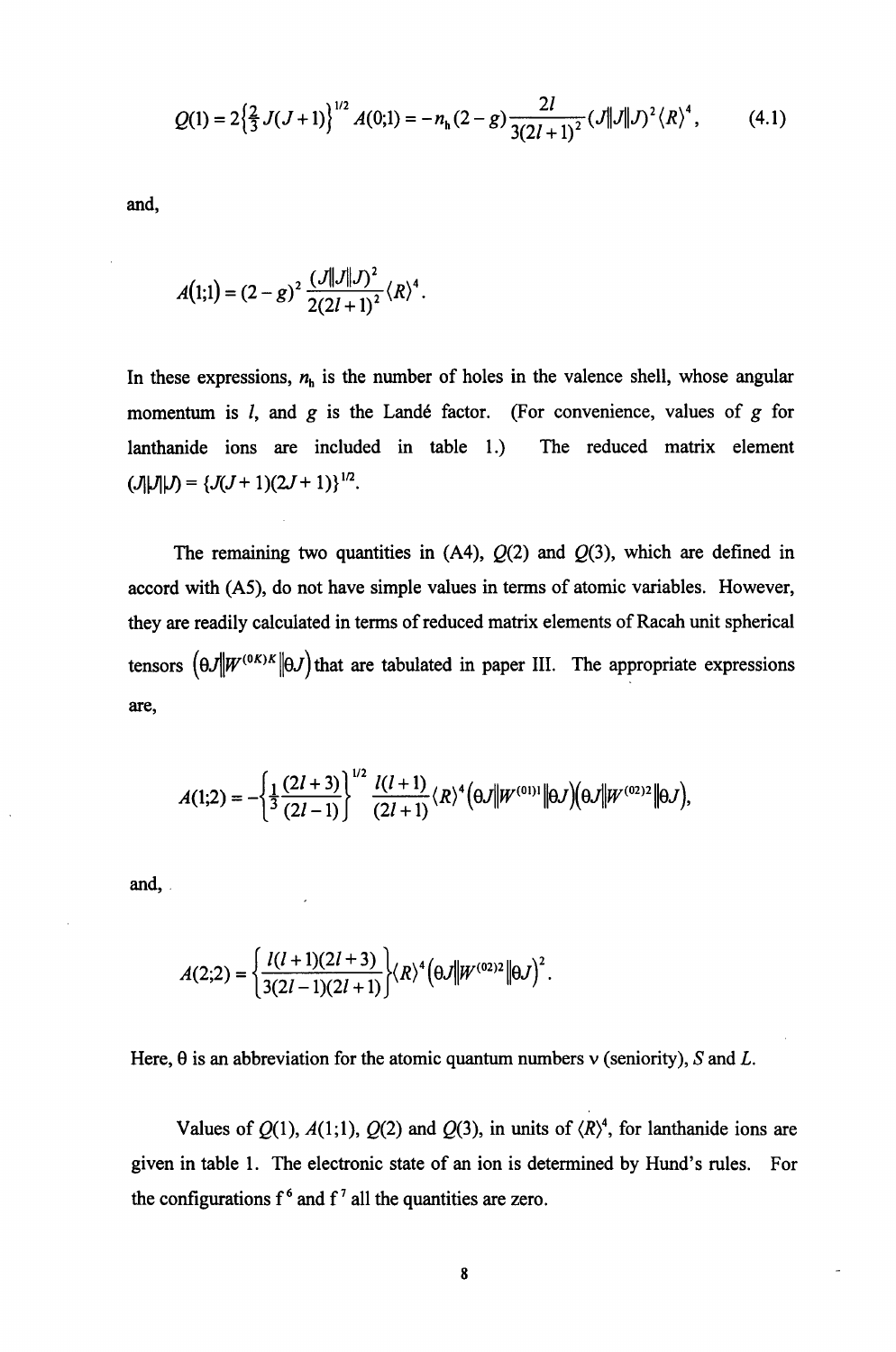$$Q(1) = 2\left\{\tfrac{2}{3} J(J+1)\right\}^{1/2} A(0;1) = -n_h (2-g) \frac{2l}{3(2l+1)^2} (J\|J\|J)^2 \langle R \rangle^4, \qquad (4.1)$$

and,

$$A(1;1) = (2-g)^2 \frac{(J\|J\|J)^2}{2(2l+1)^2} \langle R \rangle^4 .$$

In these expressions, $n_h$ is the number of holes in the valence shell, whose angular momentum is $l$, and $g$ is the Landé factor. (For convenience, values of $g$ for lanthanide ions are included in table 1.) The reduced matrix element $(J\|J\|J) = \{J(J+1)(2J+1)\}^{1/2}$.

The remaining two quantities in (A4), $Q(2)$ and $Q(3)$, which are defined in accord with (A5), do not have simple values in terms of atomic variables. However, they are readily calculated in terms of reduced matrix elements of Racah unit spherical tensors $\left(\theta J \| W^{(0K)K} \| \theta J\right)$ that are tabulated in paper III. The appropriate expressions are,

$$A(1;2) = -\left\{\frac{1}{3}\frac{(2l+3)}{(2l-1)}\right\}^{1/2} \frac{l(l+1)}{(2l+1)} \langle R \rangle^4 \left(\theta J \| W^{(01)1} \| \theta J\right)\left(\theta J \| W^{(02)2} \| \theta J\right),$$

and,

$$A(2;2) = \left\{\frac{l(l+1)(2l+3)}{3(2l-1)(2l+1)}\right\} \langle R \rangle^4 \left(\theta J \| W^{(02)2} \| \theta J\right)^2 .$$

Here, $\theta$ is an abbreviation for the atomic quantum numbers $\nu$ (seniority), $S$ and $L$.

Values of $Q(1)$, $A(1;1)$, $Q(2)$ and $Q(3)$, in units of $\langle R \rangle^4$, for lanthanide ions are given in table 1. The electronic state of an ion is determined by Hund's rules. For the configurations $f^6$ and $f^7$ all the quantities are zero.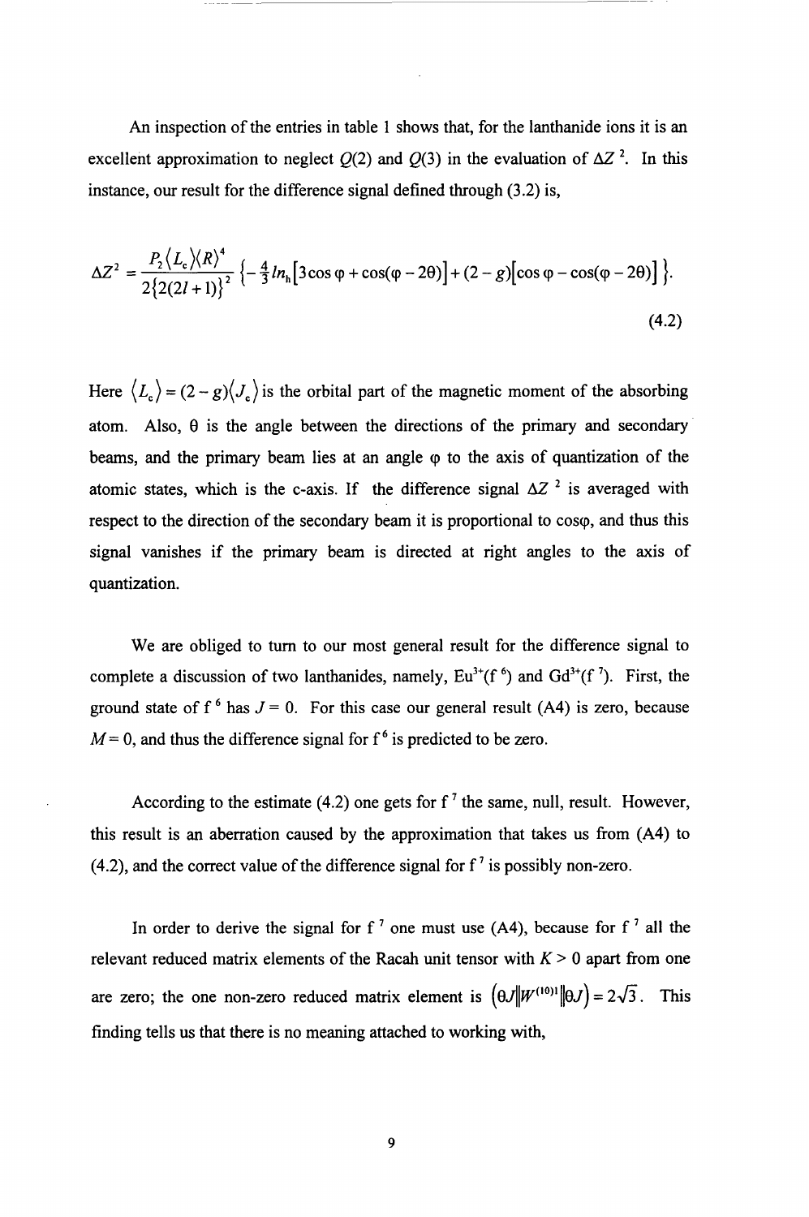An inspection of the entries in table 1 shows that, for the lanthanide ions it is an excellent approximation to neglect $Q(2)$ and $Q(3)$ in the evaluation of $\Delta Z^{2}$. In this instance, our result for the difference signal defined through (3.2) is,

$$\Delta Z^2 = \frac{P_2 \langle L_c \rangle \langle R \rangle^4}{2\{2(2l+1)\}^2} \left\{ -\tfrac{4}{3} ln_h \left[ 3\cos\varphi + \cos(\varphi - 2\theta) \right] + (2-g)\left[ \cos\varphi - \cos(\varphi - 2\theta) \right] \right\}. \tag{4.2}$$

Here $\langle L_c \rangle = (2-g)\langle J_c \rangle$ is the orbital part of the magnetic moment of the absorbing atom. Also, $\theta$ is the angle between the directions of the primary and secondary beams, and the primary beam lies at an angle $\varphi$ to the axis of quantization of the atomic states, which is the c-axis. If the difference signal $\Delta Z^{2}$ is averaged with respect to the direction of the secondary beam it is proportional to $\cos\varphi$, and thus this signal vanishes if the primary beam is directed at right angles to the axis of quantization.

We are obliged to turn to our most general result for the difference signal to complete a discussion of two lanthanides, namely, $Eu^{3+}(f^{6})$ and $Gd^{3+}(f^{7})$. First, the ground state of $f^{6}$ has $J = 0$. For this case our general result (A4) is zero, because $M = 0$, and thus the difference signal for $f^{6}$ is predicted to be zero.

According to the estimate (4.2) one gets for $f^{7}$ the same, null, result. However, this result is an aberration caused by the approximation that takes us from (A4) to (4.2), and the correct value of the difference signal for $f^{7}$ is possibly non-zero.

In order to derive the signal for $f^{7}$ one must use (A4), because for $f^{7}$ all the relevant reduced matrix elements of the Racah unit tensor with $K > 0$ apart from one are zero; the one non-zero reduced matrix element is $(\theta J \| W^{(10)1} \| \theta J) = 2\sqrt{3}$. This finding tells us that there is no meaning attached to working with,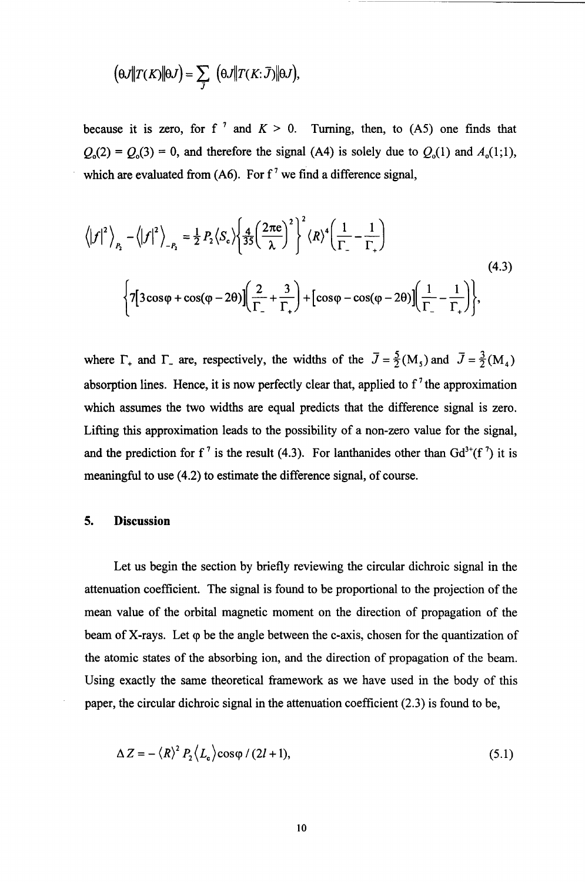$$\left(\theta J\|T(K)\|\theta J\right) = \sum_{\bar{J}} \left(\theta J\|T(K:\bar{J})\|\theta J\right),$$

because it is zero, for $f^7$ and $K > 0$. Turning, then, to (A5) one finds that $Q_o(2) = Q_o(3) = 0$, and therefore the signal (A4) is solely due to $Q_o(1)$ and $A_o(1;1)$, which are evaluated from (A6). For $f^7$ we find a difference signal,

$$\left\langle |f|^2 \right\rangle_{P_2} - \left\langle |f|^2 \right\rangle_{-P_2} = \tfrac{1}{2} P_2 \langle S_c \rangle \left\{ \tfrac{4}{35} \left( \frac{2\pi e}{\lambda} \right)^2 \right\}^2 \langle R \rangle^4 \left( \frac{1}{\Gamma_-} - \frac{1}{\Gamma_+} \right)$$

$$\left\{ 7\left[ 3\cos\varphi + \cos(\varphi - 2\theta) \right] \left( \frac{2}{\Gamma_-} + \frac{3}{\Gamma_+} \right) + \left[ \cos\varphi - \cos(\varphi - 2\theta) \right] \left( \frac{1}{\Gamma_-} - \frac{1}{\Gamma_+} \right) \right\}, \tag{4.3}$$

where $\Gamma_+$ and $\Gamma_-$ are, respectively, the widths of the $\bar{J} = \frac{5}{2}(M_5)$ and $\bar{J} = \frac{3}{2}(M_4)$ absorption lines. Hence, it is now perfectly clear that, applied to $f^7$ the approximation which assumes the two widths are equal predicts that the difference signal is zero. Lifting this approximation leads to the possibility of a non-zero value for the signal, and the prediction for $f^7$ is the result (4.3). For lanthanides other than $Gd^{3+}(f^7)$ it is meaningful to use (4.2) to estimate the difference signal, of course.

## 5. Discussion

Let us begin the section by briefly reviewing the circular dichroic signal in the attenuation coefficient. The signal is found to be proportional to the projection of the mean value of the orbital magnetic moment on the direction of propagation of the beam of X-rays. Let $\varphi$ be the angle between the c-axis, chosen for the quantization of the atomic states of the absorbing ion, and the direction of propagation of the beam. Using exactly the same theoretical framework as we have used in the body of this paper, the circular dichroic signal in the attenuation coefficient (2.3) is found to be,

$$\Delta Z = -\langle R \rangle^2 P_2 \langle L_c \rangle \cos\varphi \,/\, (2l + 1), \tag{5.1}$$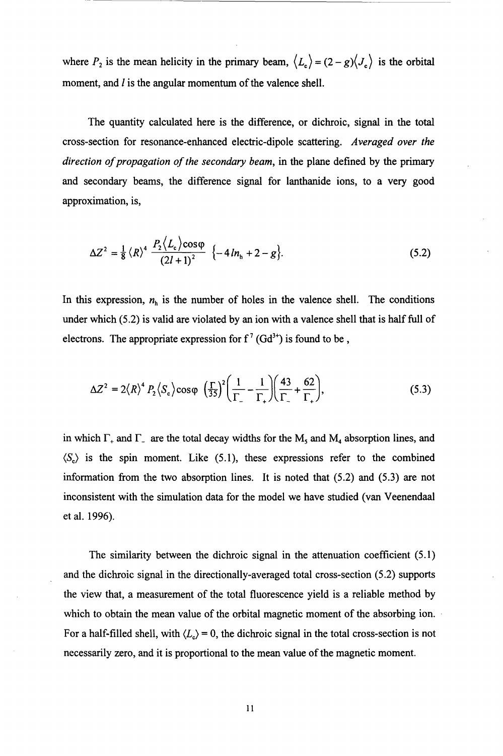where $P_2$ is the mean helicity in the primary beam, $\langle L_c \rangle = (2-g)\langle J_c \rangle$ is the orbital moment, and $l$ is the angular momentum of the valence shell.

The quantity calculated here is the difference, or dichroic, signal in the total cross-section for resonance-enhanced electric-dipole scattering. *Averaged over the direction of propagation of the secondary beam*, in the plane defined by the primary and secondary beams, the difference signal for lanthanide ions, to a very good approximation, is,

$$\Delta Z^2 = \tfrac{1}{8} \langle R \rangle^4 \frac{P_2 \langle L_c \rangle \cos\varphi}{(2l+1)^2} \{-4 l n_h + 2 - g\}. \tag{5.2}$$

In this expression, $n_h$ is the number of holes in the valence shell. The conditions under which (5.2) is valid are violated by an ion with a valence shell that is half full of electrons. The appropriate expression for $f^7$ ($Gd^{3+}$) is found to be ,

$$\Delta Z^2 = 2\langle R \rangle^4 P_2 \langle S_c \rangle \cos\varphi \left(\tfrac{\Gamma}{35}\right)^2 \left(\frac{1}{\Gamma_-} - \frac{1}{\Gamma_+}\right)\left(\frac{43}{\Gamma_-} + \frac{62}{\Gamma_+}\right), \tag{5.3}$$

in which $\Gamma_+$ and $\Gamma_-$ are the total decay widths for the $M_5$ and $M_4$ absorption lines, and $\langle S_c \rangle$ is the spin moment. Like (5.1), these expressions refer to the combined information from the two absorption lines. It is noted that (5.2) and (5.3) are not inconsistent with the simulation data for the model we have studied (van Veenendaal et al. 1996).

The similarity between the dichroic signal in the attenuation coefficient (5.1) and the dichroic signal in the directionally-averaged total cross-section (5.2) supports the view that, a measurement of the total fluorescence yield is a reliable method by which to obtain the mean value of the orbital magnetic moment of the absorbing ion. For a half-filled shell, with $\langle L_c \rangle = 0$, the dichroic signal in the total cross-section is not necessarily zero, and it is proportional to the mean value of the magnetic moment.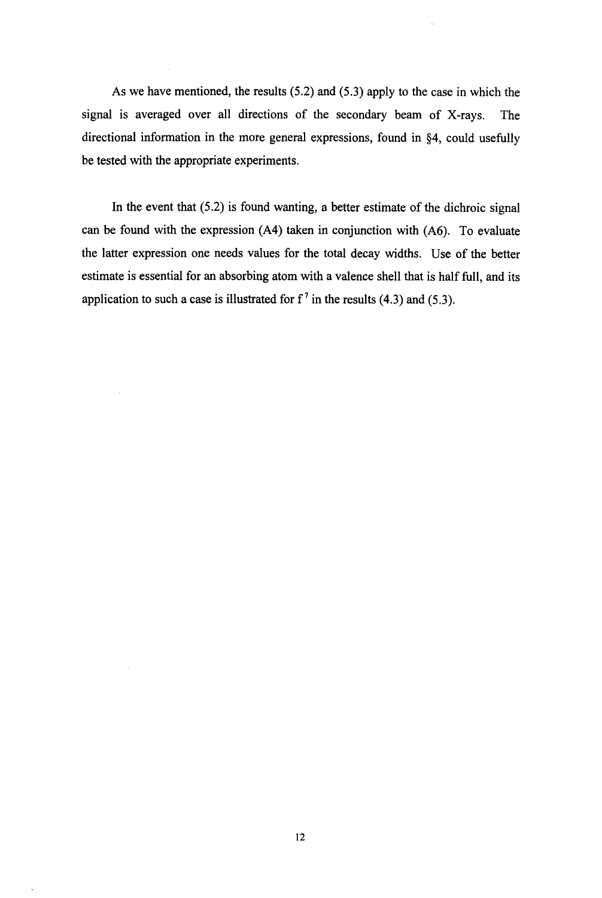As we have mentioned, the results (5.2) and (5.3) apply to the case in which the signal is averaged over all directions of the secondary beam of X-rays. The directional information in the more general expressions, found in §4, could usefully be tested with the appropriate experiments.

In the event that (5.2) is found wanting, a better estimate of the dichroic signal can be found with the expression (A4) taken in conjunction with (A6). To evaluate the latter expression one needs values for the total decay widths. Use of the better estimate is essential for an absorbing atom with a valence shell that is half full, and its application to such a case is illustrated for $f^7$ in the results (4.3) and (5.3).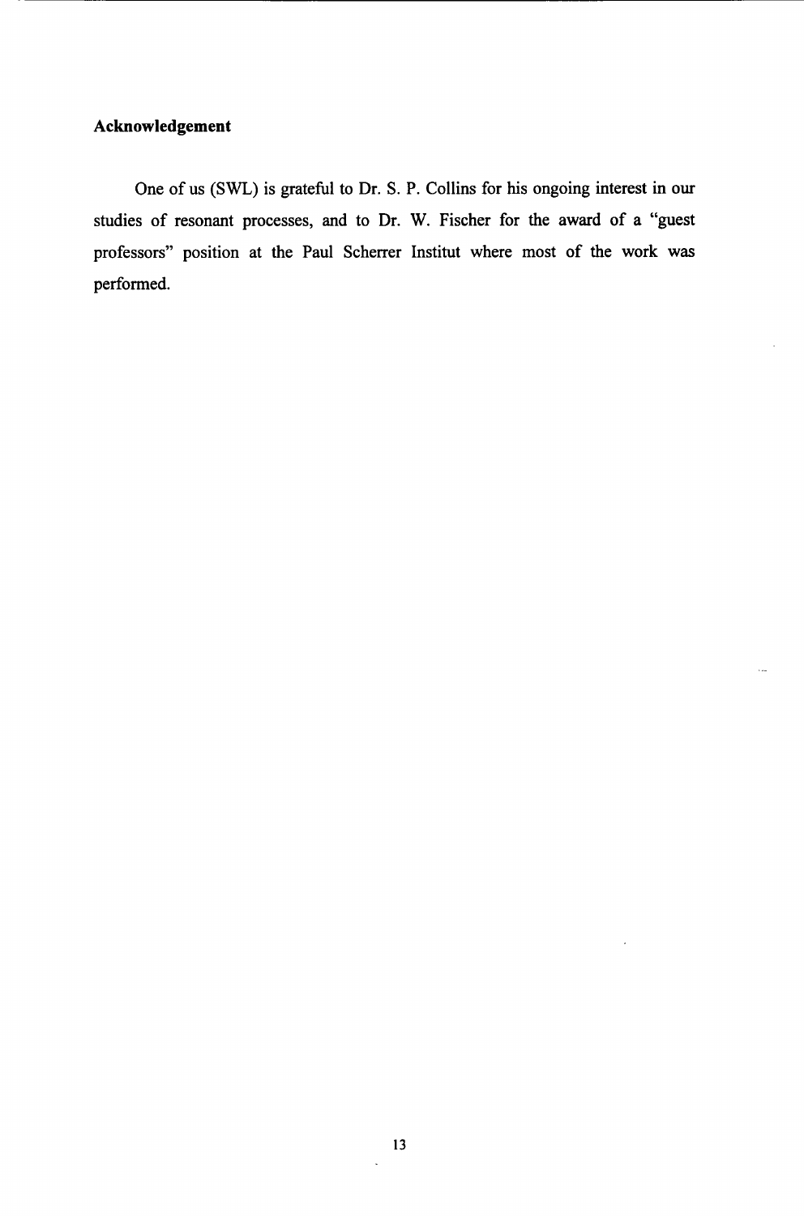## Acknowledgement

One of us (SWL) is grateful to Dr. S. P. Collins for his ongoing interest in our studies of resonant processes, and to Dr. W. Fischer for the award of a "guest professors" position at the Paul Scherrer Institut where most of the work was performed.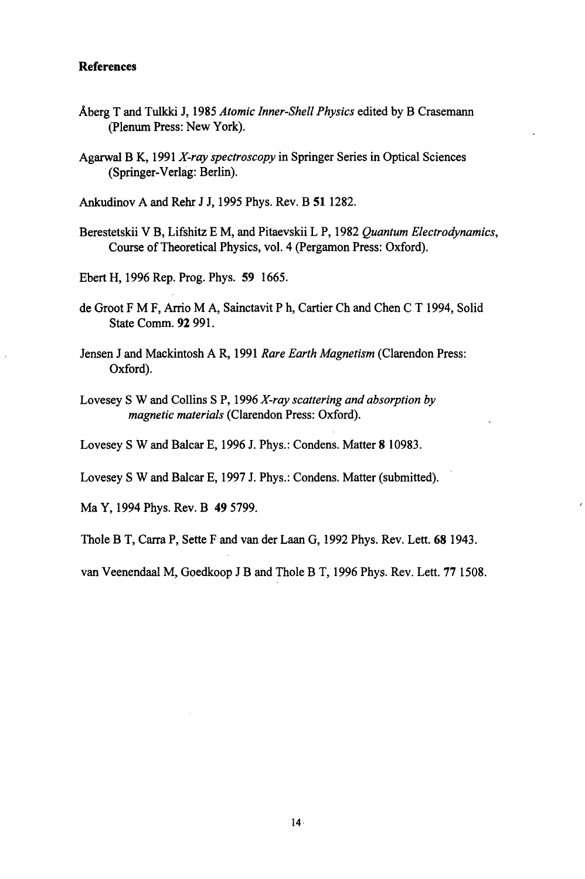## References

Åberg T and Tulkki J, 1985 *Atomic Inner-Shell Physics* edited by B Crasemann (Plenum Press: New York).

Agarwal B K, 1991 *X-ray spectroscopy* in Springer Series in Optical Sciences (Springer-Verlag: Berlin).

Ankudinov A and Rehr J J, 1995 Phys. Rev. B **51** 1282.

Berestetskii V B, Lifshitz E M, and Pitaevskii L P, 1982 *Quantum Electrodynamics*, Course of Theoretical Physics, vol. 4 (Pergamon Press: Oxford).

Ebert H, 1996 Rep. Prog. Phys. **59** 1665.

de Groot F M F, Arrio M A, Sainctavit P h, Cartier Ch and Chen C T 1994, Solid State Comm. **92** 991.

Jensen J and Mackintosh A R, 1991 *Rare Earth Magnetism* (Clarendon Press: Oxford).

Lovesey S W and Collins S P, 1996 *X-ray scattering and absorption by magnetic materials* (Clarendon Press: Oxford).

Lovesey S W and Balcar E, 1996 J. Phys.: Condens. Matter **8** 10983.

Lovesey S W and Balcar E, 1997 J. Phys.: Condens. Matter (submitted).

Ma Y, 1994 Phys. Rev. B **49** 5799.

Thole B T, Carra P, Sette F and van der Laan G, 1992 Phys. Rev. Lett. **68** 1943.

van Veenendaal M, Goedkoop J B and Thole B T, 1996 Phys. Rev. Lett. **77** 1508.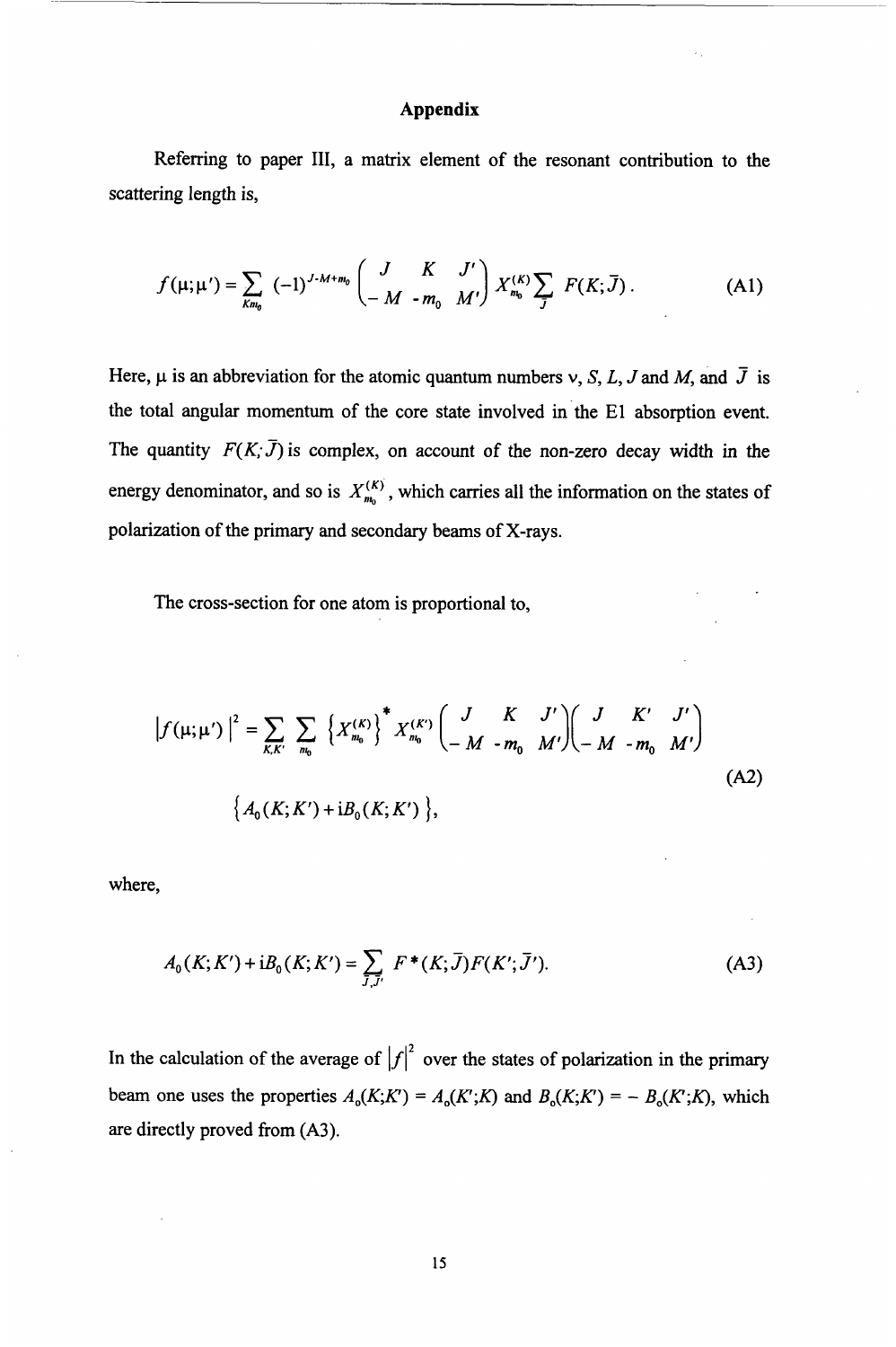## Appendix

Referring to paper III, a matrix element of the resonant contribution to the scattering length is,

$$f(\mu;\mu') = \sum_{Km_0} (-1)^{J-M+m_0} \begin{pmatrix} J & K & J' \\ -M & -m_0 & M' \end{pmatrix} X^{(K)}_{m_0} \sum_{\bar{J}} F(K;\bar{J}) . \tag{A1}$$

Here, $\mu$ is an abbreviation for the atomic quantum numbers $\nu$, $S$, $L$, $J$ and $M$, and $\bar{J}$ is the total angular momentum of the core state involved in the E1 absorption event. The quantity $F(K;\bar{J})$ is complex, on account of the non-zero decay width in the energy denominator, and so is $X^{(K)}_{m_0}$, which carries all the information on the states of polarization of the primary and secondary beams of X-rays.

The cross-section for one atom is proportional to,

$$|f(\mu;\mu')|^2 = \sum_{K,K'} \sum_{m_0} \left\{X^{(K)}_{m_0}\right\}^* X^{(K')}_{m_0} \begin{pmatrix} J & K & J' \\ -M & -m_0 & M' \end{pmatrix} \begin{pmatrix} J & K' & J' \\ -M & -m_0 & M' \end{pmatrix}$$

$$\left\{ A_0(K;K') + \mathrm{i}B_0(K;K') \right\}, \tag{A2}$$

where,

$$A_0(K;K') + \mathrm{i}B_0(K;K') = \sum_{\bar{J},\bar{J}'} F^*(K;\bar{J}) F(K';\bar{J}'). \tag{A3}$$

In the calculation of the average of $|f|^2$ over the states of polarization in the primary beam one uses the properties $A_0(K;K') = A_0(K';K)$ and $B_0(K;K') = -B_0(K';K)$, which are directly proved from (A3).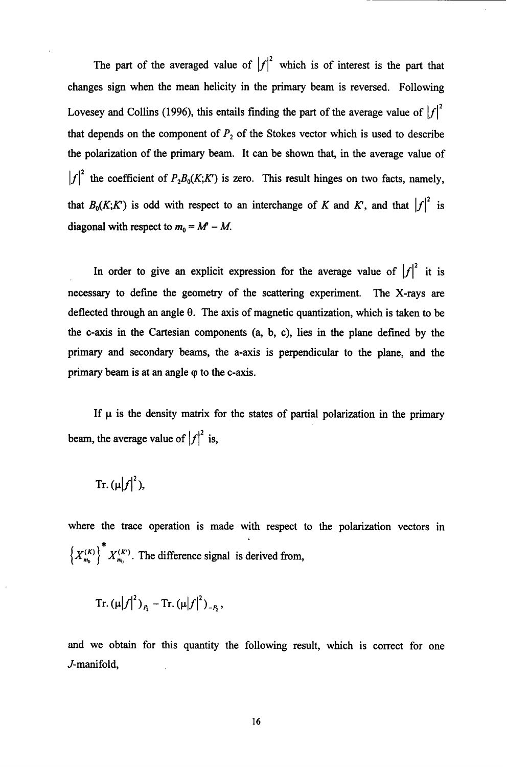The part of the averaged value of $|f|^2$ which is of interest is the part that changes sign when the mean helicity in the primary beam is reversed. Following Lovesey and Collins (1996), this entails finding the part of the average value of $|f|^2$ that depends on the component of $P_2$ of the Stokes vector which is used to describe the polarization of the primary beam. It can be shown that, in the average value of $|f|^2$ the coefficient of $P_2 B_0(K;K')$ is zero. This result hinges on two facts, namely, that $B_0(K;K')$ is odd with respect to an interchange of $K$ and $K'$, and that $|f|^2$ is diagonal with respect to $m_0 = M' - M$.

In order to give an explicit expression for the average value of $|f|^2$ it is necessary to define the geometry of the scattering experiment. The X-rays are deflected through an angle θ. The axis of magnetic quantization, which is taken to be the c-axis in the Cartesian components (a, b, c), lies in the plane defined by the primary and secondary beams, the a-axis is perpendicular to the plane, and the primary beam is at an angle φ to the c-axis.

If μ is the density matrix for the states of partial polarization in the primary beam, the average value of $|f|^2$ is,

$$\text{Tr.}\,(\mu |f|^2),$$

where the trace operation is made with respect to the polarization vectors in $\left\{X_{m_0}^{(K)}\right\}^* X_{m_0}^{(K')}$. The difference signal is derived from,

$$\text{Tr.}\,(\mu |f|^2)_{P_2} - \text{Tr.}\,(\mu |f|^2)_{-P_2},$$

and we obtain for this quantity the following result, which is correct for one $J$-manifold,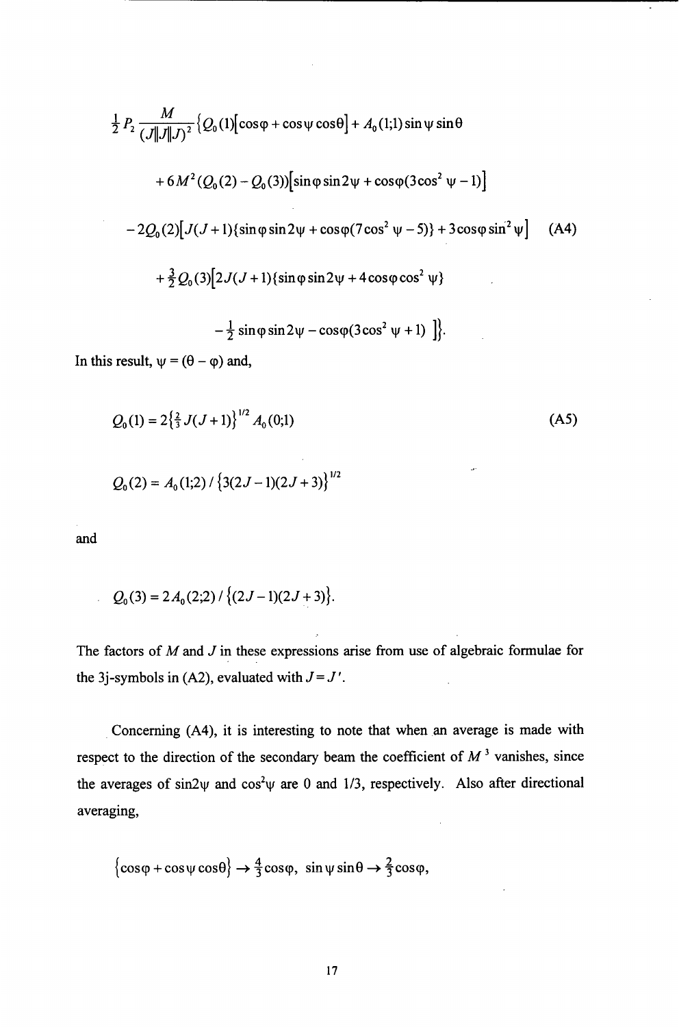$$
\begin{aligned}
&\tfrac{1}{2} P_2 \frac{M}{(J\|J\|J)^2} \{ Q_0(1)[\cos\varphi + \cos\psi \cos\theta] + A_0(1;1) \sin\psi \sin\theta \\
&\quad + 6M^2 (Q_0(2) - Q_0(3))[\sin\varphi \sin 2\psi + \cos\varphi(3\cos^2\psi - 1)] \\
&\quad - 2Q_0(2)[J(J+1)\{\sin\varphi \sin 2\psi + \cos\varphi(7\cos^2\psi - 5)\} + 3\cos\varphi \sin^2\psi] \\
&\quad + \tfrac{3}{2} Q_0(3)[2J(J+1)\{\sin\varphi \sin 2\psi + 4\cos\varphi \cos^2\psi\} \\
&\qquad - \tfrac{1}{2} \sin\varphi \sin 2\psi - \cos\varphi(3\cos^2\psi + 1) \; ]\}.
\end{aligned}
\tag{A4}
$$

In this result, $\psi = (\theta - \varphi)$ and,

$$
Q_0(1) = 2\{\tfrac{2}{3} J(J+1)\}^{1/2} A_0(0;1) \tag{A5}
$$

$$
Q_0(2) = A_0(1;2) / \{3(2J-1)(2J+3)\}^{1/2}
$$

and

$$
Q_0(3) = 2A_0(2;2) / \{(2J-1)(2J+3)\}.
$$

The factors of $M$ and $J$ in these expressions arise from use of algebraic formulae for the 3j-symbols in (A2), evaluated with $J = J'$.

Concerning (A4), it is interesting to note that when an average is made with respect to the direction of the secondary beam the coefficient of $M^3$ vanishes, since the averages of $\sin 2\psi$ and $\cos^2\psi$ are 0 and 1/3, respectively. Also after directional averaging,

$$
\{\cos\varphi + \cos\psi \cos\theta\} \rightarrow \tfrac{4}{3}\cos\varphi, \;\; \sin\psi \sin\theta \rightarrow \tfrac{2}{3}\cos\varphi,
$$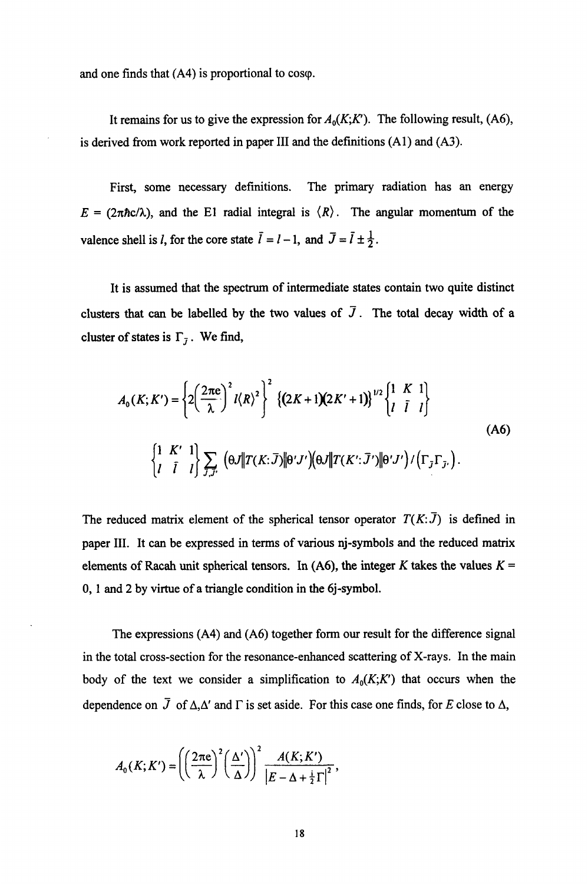and one finds that (A4) is proportional to $\cos\varphi$.

It remains for us to give the expression for $A_0(K;K')$. The following result, (A6), is derived from work reported in paper III and the definitions (A1) and (A3).

First, some necessary definitions. The primary radiation has an energy $E = (2\pi\hbar c/\lambda)$, and the E1 radial integral is $\langle R \rangle$. The angular momentum of the valence shell is $l$, for the core state $\bar{l} = l - 1$, and $\bar{J} = \bar{l} \pm \frac{1}{2}$.

It is assumed that the spectrum of intermediate states contain two quite distinct clusters that can be labelled by the two values of $\bar{J}$. The total decay width of a cluster of states is $\Gamma_{\bar{J}}$. We find,

$$
A_0(K;K') = \left\{ 2\left(\frac{2\pi e}{\lambda}\right)^2 l\langle R\rangle^2 \right\}^2 \{(2K+1)(2K'+1)\}^{1/2} \begin{Bmatrix} 1 & K & 1 \\ l & \bar{l} & l \end{Bmatrix}
$$

$$
\begin{Bmatrix} 1 & K' & 1 \\ l & \bar{l} & l \end{Bmatrix} \sum_{\bar{J},\bar{J}'} (\theta J \| T(K:\bar{J}) \| \theta' J')(\theta J \| T(K':\bar{J}') \| \theta' J') / (\Gamma_{\bar{J}} \Gamma_{\bar{J}'}) . \tag{A6}
$$

The reduced matrix element of the spherical tensor operator $T(K:\bar{J})$ is defined in paper III. It can be expressed in terms of various nj-symbols and the reduced matrix elements of Racah unit spherical tensors. In (A6), the integer $K$ takes the values $K$ = 0, 1 and 2 by virtue of a triangle condition in the 6j-symbol.

The expressions (A4) and (A6) together form our result for the difference signal in the total cross-section for the resonance-enhanced scattering of X-rays. In the main body of the text we consider a simplification to $A_0(K;K')$ that occurs when the dependence on $\bar{J}$ of $\Delta$,$\Delta'$ and $\Gamma$ is set aside. For this case one finds, for $E$ close to $\Delta$,

$$
A_0(K;K') = \left( \left(\frac{2\pi e}{\lambda}\right)^2 \left(\frac{\Delta'}{\Delta}\right) \right)^2 \frac{A(K;K')}{\left|E - \Delta + \frac{i}{2}\Gamma\right|^2} ,
$$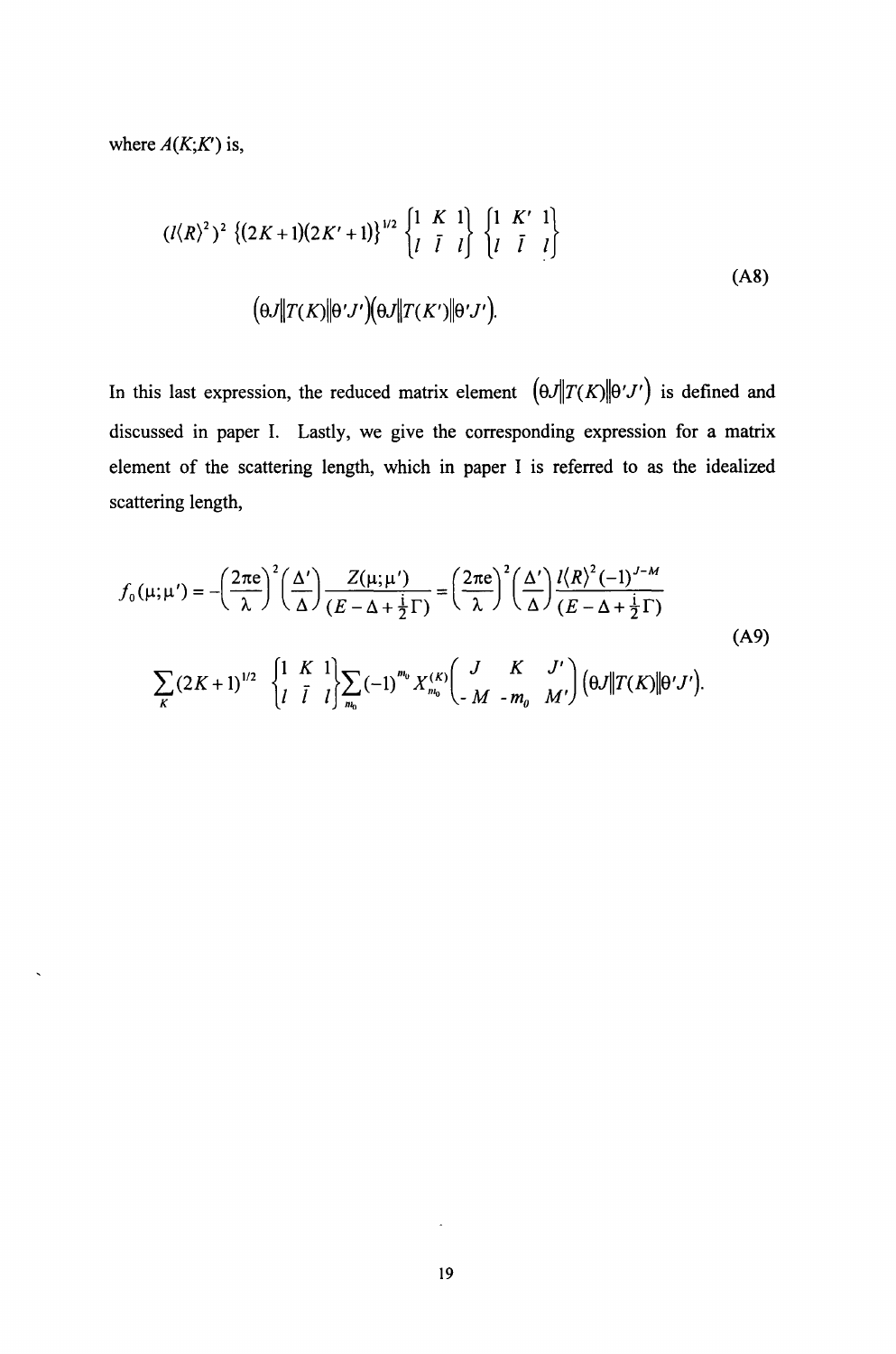where $A(K;K')$ is,

$$(l\langle R\rangle^2)^2 \left\{(2K+1)(2K'+1)\right\}^{1/2} \begin{Bmatrix} 1 & K & 1 \\ l & \bar{l} & l \end{Bmatrix} \begin{Bmatrix} 1 & K' & 1 \\ l & \bar{l} & l \end{Bmatrix}$$

$$\left(\theta J \| T(K) \| \theta' J'\right)\left(\theta J \| T(K') \| \theta' J'\right). \tag{A8}$$

In this last expression, the reduced matrix element $\left(\theta J \| T(K) \| \theta' J'\right)$ is defined and discussed in paper I. Lastly, we give the corresponding expression for a matrix element of the scattering length, which in paper I is referred to as the idealized scattering length,

$$f_0(\mu;\mu') = -\left(\frac{2\pi e}{\lambda}\right)^2\left(\frac{\Delta'}{\Delta}\right)\frac{Z(\mu;\mu')}{(E-\Delta+\frac{i}{2}\Gamma)} = \left(\frac{2\pi e}{\lambda}\right)^2\left(\frac{\Delta'}{\Delta}\right)\frac{l\langle R\rangle^2(-1)^{J-M}}{(E-\Delta+\frac{i}{2}\Gamma)}$$

$$\sum_K (2K+1)^{1/2} \begin{Bmatrix} 1 & K & 1 \\ l & \bar{l} & l \end{Bmatrix} \sum_{m_0} (-1)^{m_0} X_{m_0}^{(K)} \begin{pmatrix} J & K & J' \\ -M & -m_0 & M' \end{pmatrix} \left(\theta J \| T(K) \| \theta' J'\right). \tag{A9}$$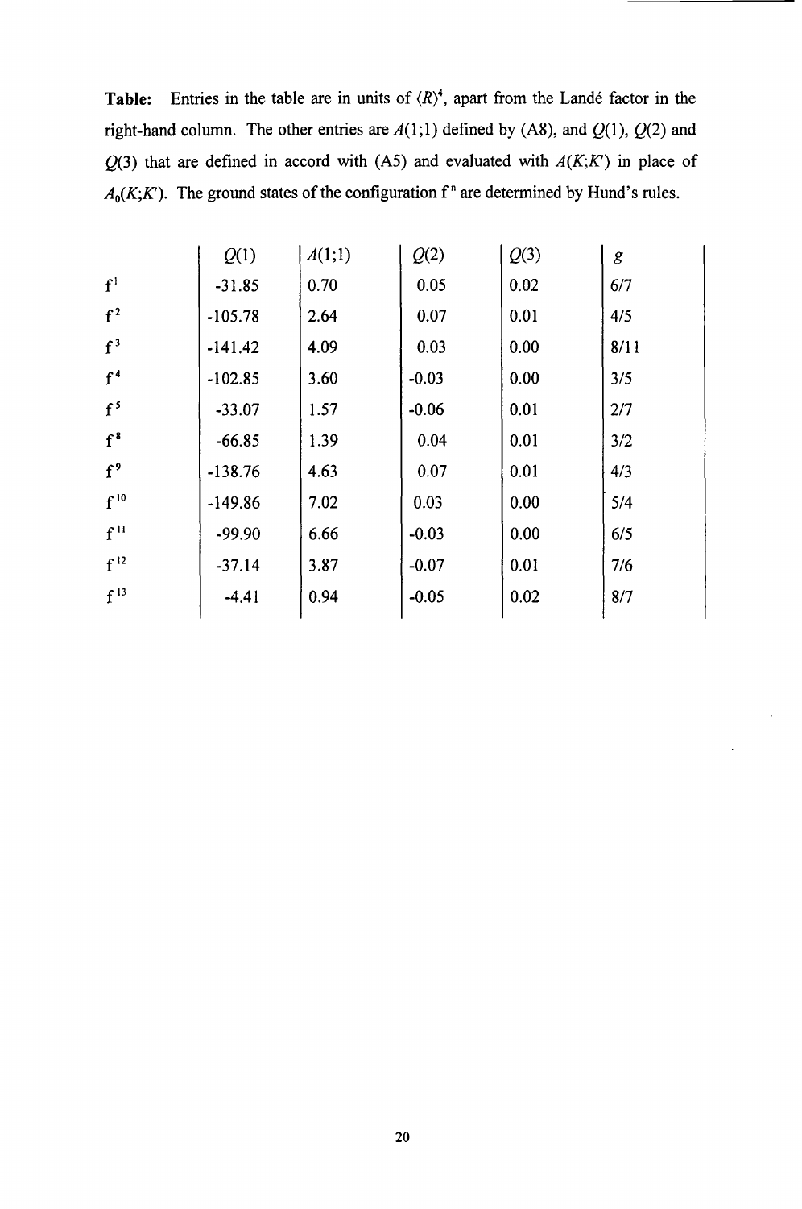**Table:** Entries in the table are in units of $\langle R\rangle^4$, apart from the Landé factor in the right-hand column. The other entries are $A(1;1)$ defined by (A8), and $Q(1)$, $Q(2)$ and $Q(3)$ that are defined in accord with (A5) and evaluated with $A(K;K')$ in place of $A_0(K;K')$. The ground states of the configuration $f^n$ are determined by Hund's rules.

| | $Q(1)$ | $A(1;1)$ | $Q(2)$ | $Q(3)$ | $g$ |
|---|---|---|---|---|---|
| $f^1$ | -31.85 | 0.70 | 0.05 | 0.02 | 6/7 |
| $f^2$ | -105.78 | 2.64 | 0.07 | 0.01 | 4/5 |
| $f^3$ | -141.42 | 4.09 | 0.03 | 0.00 | 8/11 |
| $f^4$ | -102.85 | 3.60 | -0.03 | 0.00 | 3/5 |
| $f^5$ | -33.07 | 1.57 | -0.06 | 0.01 | 2/7 |
| $f^8$ | -66.85 | 1.39 | 0.04 | 0.01 | 3/2 |
| $f^9$ | -138.76 | 4.63 | 0.07 | 0.01 | 4/3 |
| $f^{10}$ | -149.86 | 7.02 | 0.03 | 0.00 | 5/4 |
| $f^{11}$ | -99.90 | 6.66 | -0.03 | 0.00 | 6/5 |
| $f^{12}$ | -37.14 | 3.87 | -0.07 | 0.01 | 7/6 |
| $f^{13}$ | -4.41 | 0.94 | -0.05 | 0.02 | 8/7 |